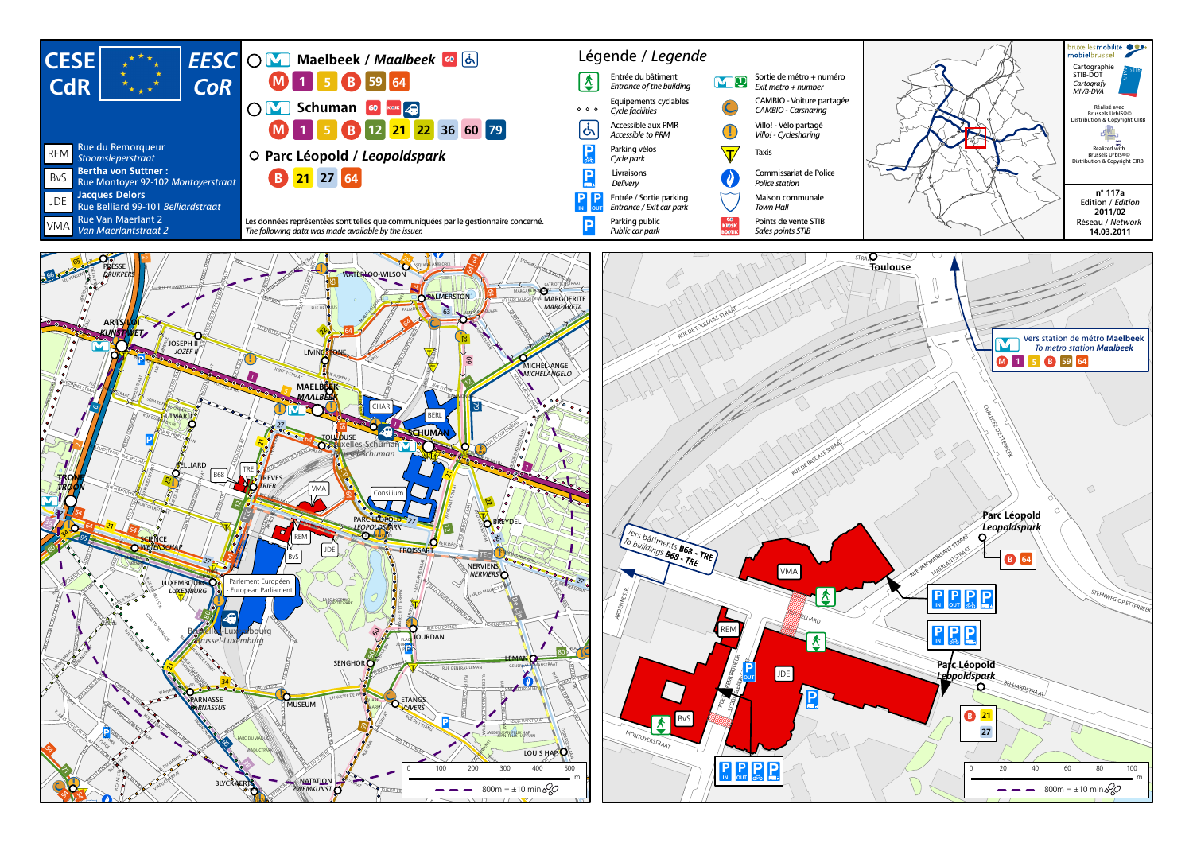# CESE CdR — EESC CoR

| | |
|---|---|
| REM | Rue du Remorqueur *Stoomsleperstraat* |
| BvS | **Bertha von Suttner :** Rue Montoyer 92-102 *Montoyerstraat* |
| JDE | **Jacques Delors** Rue Belliard 99-101 *Belliardstraat* |
| VMA | Rue Van Maerlant 2 *Van Maerlantstraat 2* |

## Maelbeek / *Maalbeek*

M 1 5 B 59 64

## Schuman

M 1 5 B 12 21 22 36 60 79

## Parc Léopold / *Leopoldspark*

B 21 27 64

Les données représentées sont telles que communiquées par le gestionnaire concerné.
*The following data was made available by the issuer.*

## Légende / *Legende*

- Entrée du bâtiment — *Entrance of the building*
- Equipements cyclables — *Cycle facilities*
- Accessible aux PMR — *Accessible to PRM*
- Parking vélos — *Cycle park*
- Livraisons — *Delivery*
- Entrée / Sortie parking — *Entrance / Exit car park*
- Parking public — *Public car park*
- Sortie de métro + numéro — *Exit metro + number*
- CAMBIO - Voiture partagée — *CAMBIO - Carsharing*
- Villo! - Vélo partagé — *Villo! - Cyclesharing*
- Taxis
- Commissariat de Police — *Police station*
- Maison communale — *Town Hall*
- Points de vente STIB — *Sales points STIB*

bruxelles mobilité / mobiel brussel

Cartographie STIB-DOT
*Cartografy MIVB-DVA*

Réalisé avec Brussels UrbIS®© Distribution & Copyright CIRB

Realized with Brussels UrbIS®© Distribution & Copyright CIRB

**n° 117a**
Edition / *Edition*
**2011/02**
Réseau / *Network*
**14.03.2011**

Vers station de métro Maelbeek
*To metro station Maalbeek*
M 1 5 B 59 64

Vers bâtiments **B68 - TRE**
*To buildings* **B68 - TRE**

Parc Léopold / *Leopoldspark* — B 64

Parc Léopold / *Leopoldspark* — B 21 27

800m = ±10 min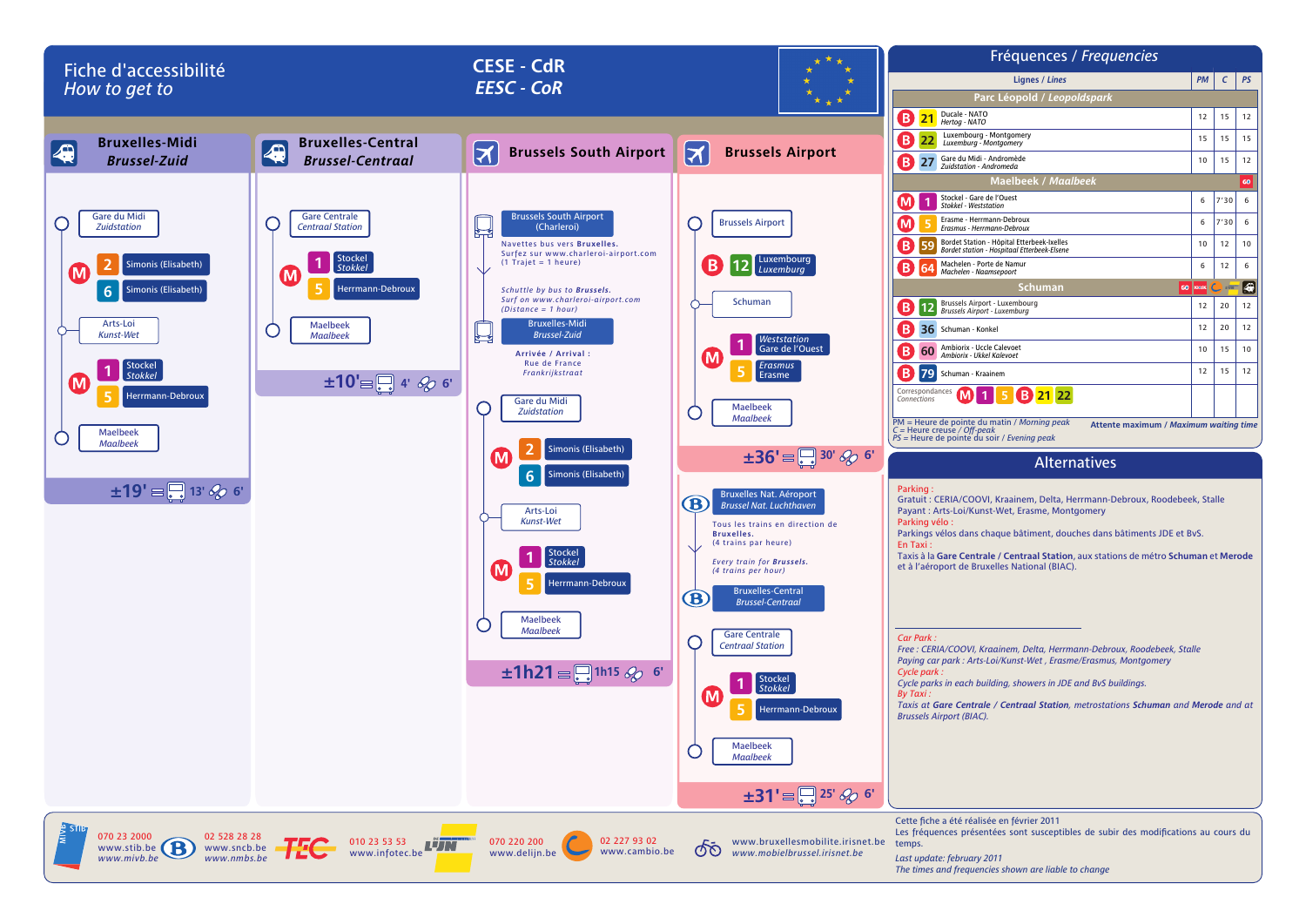# Fiche d'accessibilité
*How to get to*

## CESE - CdR
*EESC - CoR*

### Bruxelles-Midi
*Brussel-Zuid*

Gare du Midi
*Zuidstation*

M 2 Simonis (Elisabeth)
M 6 Simonis (Elisabeth)

Arts-Loi
*Kunst-Wet*

M 1 Stockel
*Stokkel*
M 5 Herrmann-Debroux

Maelbeek
*Maalbeek*

±19' = 13' 6'

### Bruxelles-Central
*Brussel-Centraal*

Gare Centrale
*Central Station*

M 1 Stockel
*Stokkel*
M 5 Herrmann-Debroux

Maelbeek
*Maalbeek*

±10' = 4' 6'

### Brussels South Airport

Brussels South Airport
(Charleroi)

Navettes bus vers **Bruxelles.**
Surfez sur www.charleroi-airport.com
(1 Trajet = 1 heure)

*Schuttle by bus to **Brussels.***
*Surf on www.charleroi-airport.com*
*(Distance = 1 hour)*

Bruxelles-Midi
*Brussel-Zuid*

**Arrivée / Arrival :**
Rue de France
*Frankrijkstraat*

Gare du Midi
*Zuidstation*

M 2 Simonis (Elisabeth)
M 6 Simonis (Elisabeth)

Arts-Loi
*Kunst-Wet*

M 1 Stockel
*Stokkel*
M 5 Herrmann-Debroux

Maelbeek
*Maalbeek*

±1h21 = 1h15 6'

### Brussels Airport

Brussels Airport

B 12 Luxembourg
*Luxemburg*

Schuman

M 1 Weststation
*Gare de l'Ouest*
M 5 Erasmus
*Erasme*

Maelbeek
*Maalbeek*

±36' = 30' 6'

Bruxelles Nat. Aéroport
*Brussel Nat. Luchthaven*

Tous les trains en direction de **Bruxelles.**
(4 trains par heure)

*Every train for **Brussels.***
*(4 trains per hour)*

Bruxelles-Central
*Brussel-Centraal*

Gare Centrale
*Central Station*

M 1 Stockel
*Stokkel*
M 5 Herrmann-Debroux

Maelbeek
*Maalbeek*

±31' = 25' 6'

## Fréquences / *Frequencies*

| Lignes / *Lines* | | PM | C | PS |
|---|---|---|---|---|
| **Parc Léopold / *Leopoldspark*** | | | | |
| B 21 | Ducale - NATO / *Hertog - NATO* | 12 | 15 | 12 |
| B 22 | Luxembourg - Montgomery / *Luxemburg - Montgomery* | 15 | 15 | 15 |
| B 27 | Gare du Midi - Andromède / *Zuidstation - Andromeda* | 10 | 15 | 12 |
| **Maelbeek / *Maalbeek*** | | | | |
| M 1 | Stockel - Gare de l'Ouest / *Stokkel - Weststation* | 6 | 7'30 | 6 |
| M 5 | Erasme - Herrmann-Debroux / *Erasmus - Herrmann-Debroux* | 6 | 7'30 | 6 |
| B 59 | Bordet Station - Hôpital Etterbeek-Ixelles / *Bordet station - Hospitaal Etterbeek-Elsene* | 10 | 12 | 10 |
| B 64 | Machelen - Porte de Namur / *Machelen - Naamsepoort* | 6 | 12 | 6 |
| **Schuman** | | | | |
| B 12 | Brussels Airport - Luxembourg / *Brussels Airport - Luxemburg* | 12 | 20 | 12 |
| B 36 | Schuman - Konkel | 12 | 20 | 12 |
| B 60 | Ambiorix - Uccle Calevoet / *Ambiorix - Ukkel Kalevoet* | 10 | 15 | 10 |
| B 79 | Schuman - Kraainem | 12 | 15 | 12 |
| Correspondances / *Connections* | M 1 5 B 21 22 | | | |

PM = Heure de pointe du matin / *Morning peak*
C = Heure creuse / *Off-peak*
PS = Heure de pointe du soir / *Evening peak*

**Attente maximum / *Maximum waiting time***

## Alternatives

Parking :
Gratuit : CERIA/COOVI, Kraainem, Delta, Herrmann-Debroux, Roodebeek, Stalle
Payant : Arts-Loi/Kunst-Wet, Erasme, Montgomery
Parking vélo :
Parkings vélos dans chaque bâtiment, douches dans bâtiments JDE et BvS.
En Taxi :
Taxis à la **Gare Centrale / Centraal Station**, aux stations de métro **Schuman** et **Merode** et à l'aéroport de Bruxelles National (BIAC).

*Car Park :*
*Free : CERIA/COOVI, Kraainem, Delta, Herrmann-Debroux, Roodebeek, Stalle*
*Paying car park : Arts-Loi/Kunst-Wet , Erasme/Erasmus, Montgomery*
*Cycle park :*
*Cycle parks in each building, showers in JDE and BvS buildings.*
*By Taxi :*
*Taxis at **Gare Centrale / Centraal Station**, metrostations **Schuman** and **Merode** and at Brussels Airport (BIAC).*

STIB/MIVB: 070 23 2000 — www.stib.be — *www.mivb.be*
SNCB/NMBS: 02 528 28 28 — www.sncb.be — *www.nmbs.be*
TEC: 010 23 53 53 — www.infotec.be
De Lijn: 070 220 200 — www.delijn.be
Cambio: 02 227 93 02 — www.cambio.be
www.bruxellesmobilite.irisnet.be — *www.mobielbrussel.irisnet.be*

Cette fiche a été réalisée en février 2011
Les fréquences présentées sont susceptibles de subir des modifications au cours du temps.

*Last update: february 2011*
*The times and frequencies shown are liable to change*